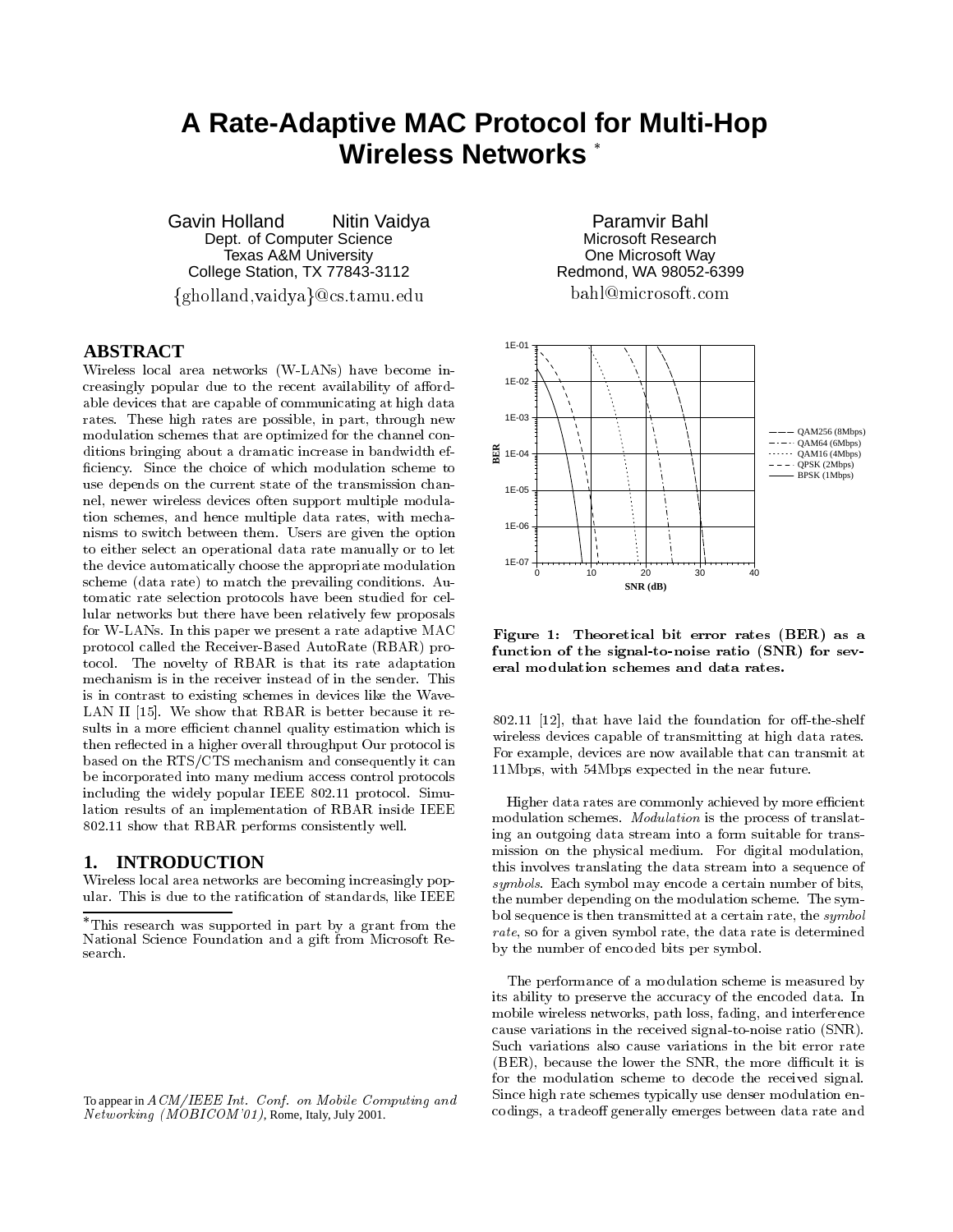# A Rate-Adaptive MAC Protocol for Multi-Hop Wireless Networks *

Gavin Holland  Nitin Vaidya
Dept. of Computer Science
Texas A&M University
College Station, TX 77843-3112
{gholland,vaidya}@cs.tamu.edu

Paramvir Bahl
Microsoft Research
One Microsoft Way
Redmond, WA 98052-6399
bahl@microsoft.com

## ABSTRACT

Wireless local area networks (W-LANs) have become increasingly popular due to the recent availability of affordable devices that are capable of communicating at high data rates. These high rates are possible, in part, through new modulation schemes that are optimized for the channel conditions bringing about a dramatic increase in bandwidth efficiency. Since the choice of which modulation scheme to use depends on the current state of the transmission channel, newer wireless devices often support multiple modulation schemes, and hence multiple data rates, with mechanisms to switch between them. Users are given the option to either select an operational data rate manually or to let the device automatically choose the appropriate modulation scheme (data rate) to match the prevailing conditions. Automatic rate selection protocols have been studied for cellular networks but there have been relatively few proposals for W-LANs. In this paper we present a rate adaptive MAC protocol called the Receiver-Based AutoRate (RBAR) protocol. The novelty of RBAR is that its rate adaptation mechanism is in the receiver instead of in the sender. This is in contrast to existing schemes in devices like the WaveLAN II [15]. We show that RBAR is better because it results in a more efficient channel quality estimation which is then reflected in a higher overall throughput Our protocol is based on the RTS/CTS mechanism and consequently it can be incorporated into many medium access control protocols including the widely popular IEEE 802.11 protocol. Simulation results of an implementation of RBAR inside IEEE 802.11 show that RBAR performs consistently well.

## 1. INTRODUCTION

Wireless local area networks are becoming increasingly popular. This is due to the ratification of standards, like IEEE 802.11 [12], that have laid the foundation for off-the-shelf wireless devices capable of transmitting at high data rates. For example, devices are now available that can transmit at 11Mbps, with 54Mbps expected in the near future.

**Figure 1: Theoretical bit error rates (BER) as a function of the signal-to-noise ratio (SNR) for several modulation schemes and data rates.**

Higher data rates are commonly achieved by more efficient modulation schemes. *Modulation* is the process of translating an outgoing data stream into a form suitable for transmission on the physical medium. For digital modulation, this involves translating the data stream into a sequence of *symbols*. Each symbol may encode a certain number of bits, the number depending on the modulation scheme. The symbol sequence is then transmitted at a certain rate, the *symbol rate*, so for a given symbol rate, the data rate is determined by the number of encoded bits per symbol.

The performance of a modulation scheme is measured by its ability to preserve the accuracy of the encoded data. In mobile wireless networks, path loss, fading, and interference cause variations in the received signal-to-noise ratio (SNR). Such variations also cause variations in the bit error rate (BER), because the lower the SNR, the more difficult it is for the modulation scheme to decode the received signal. Since high rate schemes typically use denser modulation encodings, a tradeoff generally emerges between data rate and

*This research was supported in part by a grant from the National Science Foundation and a gift from Microsoft Research.

To appear in *ACM/IEEE Int. Conf. on Mobile Computing and Networking (MOBICOM'01)*, Rome, Italy, July 2001.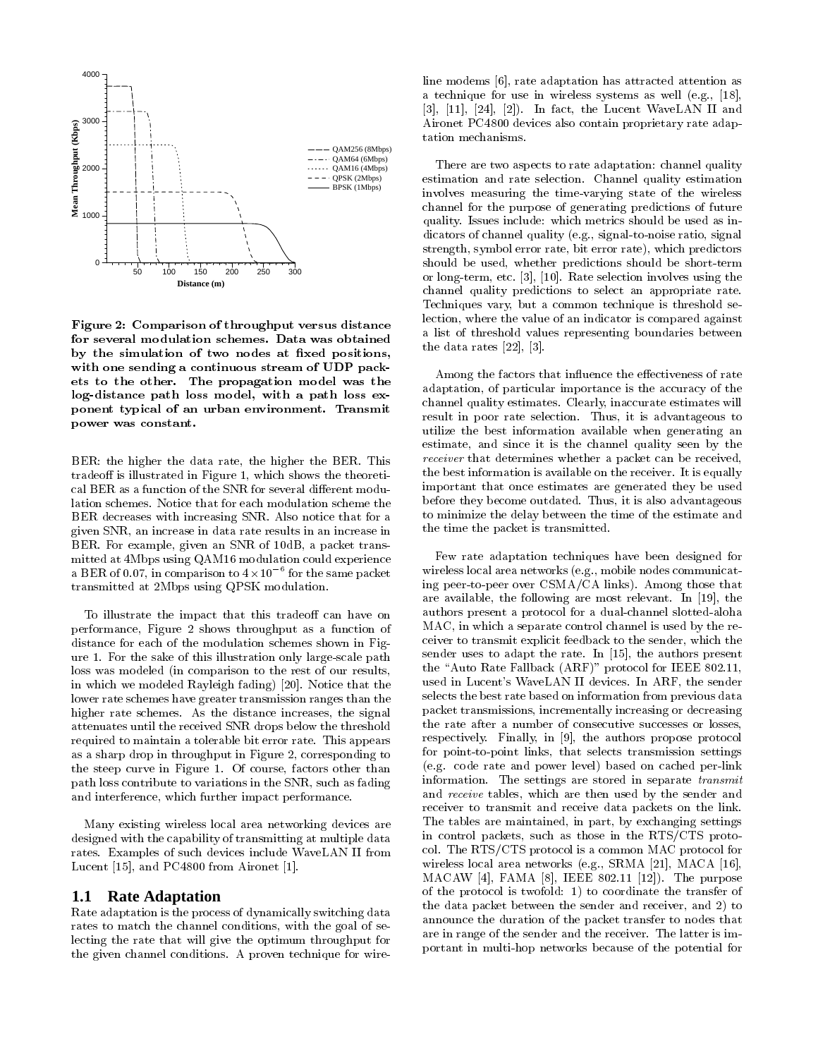Figure 2: Comparison of throughput versus distance for several modulation schemes. Data was obtained by the simulation of two nodes at fixed positions, with one sending a continuous stream of UDP packets to the other. The propagation model was the log-distance path loss model, with a path loss exponent typical of an urban environment. Transmit power was constant.

BER: the higher the data rate, the higher the BER. This tradeoff is illustrated in Figure 1, which shows the theoretical BER as a function of the SNR for several different modulation schemes. Notice that for each modulation scheme the BER decreases with increasing SNR. Also notice that for a given SNR, an increase in data rate results in an increase in BER. For example, given an SNR of 10dB, a packet transmitted at 4Mbps using QAM16 modulation could experience a BER of 0.07, in comparison to $4 \times 10^{-6}$ for the same packet transmitted at 2Mbps using QPSK modulation.

To illustrate the impact that this tradeoff can have on performance, Figure 2 shows throughput as a function of distance for each of the modulation schemes shown in Figure 1. For the sake of this illustration only large-scale path loss was modeled (in comparison to the rest of our results, in which we modeled Rayleigh fading) [20]. Notice that the lower rate schemes have greater transmission ranges than the higher rate schemes. As the distance increases, the signal attenuates until the received SNR drops below the threshold required to maintain a tolerable bit error rate. This appears as a sharp drop in throughput in Figure 2, corresponding to the steep curve in Figure 1. Of course, factors other than path loss contribute to variations in the SNR, such as fading and interference, which further impact performance.

Many existing wireless local area networking devices are designed with the capability of transmitting at multiple data rates. Examples of such devices include WaveLAN II from Lucent [15], and PC4800 from Aironet [1].

## 1.1 Rate Adaptation

Rate adaptation is the process of dynamically switching data rates to match the channel conditions, with the goal of selecting the rate that will give the optimum throughput for the given channel conditions. A proven technique for wireline modems [6], rate adaptation has attracted attention as a technique for use in wireless systems as well (e.g., [18], [3], [11], [24], [2]). In fact, the Lucent WaveLAN II and Aironet PC4800 devices also contain proprietary rate adaptation mechanisms.

There are two aspects to rate adaptation: channel quality estimation and rate selection. Channel quality estimation involves measuring the time-varying state of the wireless channel for the purpose of generating predictions of future quality. Issues include: which metrics should be used as indicators of channel quality (e.g., signal-to-noise ratio, signal strength, symbol error rate, bit error rate), which predictors should be used, whether predictions should be short-term or long-term, etc. [3], [10]. Rate selection involves using the channel quality predictions to select an appropriate rate. Techniques vary, but a common technique is threshold selection, where the value of an indicator is compared against a list of threshold values representing boundaries between the data rates [22], [3].

Among the factors that influence the effectiveness of rate adaptation, of particular importance is the accuracy of the channel quality estimates. Clearly, inaccurate estimates will result in poor rate selection. Thus, it is advantageous to utilize the best information available when generating an estimate, and since it is the channel quality seen by the *receiver* that determines whether a packet can be received, the best information is available on the receiver. It is equally important that once estimates are generated they be used before they become outdated. Thus, it is also advantageous to minimize the delay between the time of the estimate and the time the packet is transmitted.

Few rate adaptation techniques have been designed for wireless local area networks (e.g., mobile nodes communicating peer-to-peer over CSMA/CA links). Among those that are available, the following are most relevant. In [19], the authors present a protocol for a dual-channel slotted-aloha MAC, in which a separate control channel is used by the receiver to transmit explicit feedback to the sender, which the sender uses to adapt the rate. In [15], the authors present the "Auto Rate Fallback (ARF)" protocol for IEEE 802.11, used in Lucent's WaveLAN II devices. In ARF, the sender selects the best rate based on information from previous data packet transmissions, incrementally increasing or decreasing the rate after a number of consecutive successes or losses, respectively. Finally, in [9], the authors propose protocol for point-to-point links, that selects transmission settings (e.g. code rate and power level) based on cached per-link information. The settings are stored in separate *transmit* and *receive* tables, which are then used by the sender and receiver to transmit and receive data packets on the link. The tables are maintained, in part, by exchanging settings in control packets, such as those in the RTS/CTS protocol. The RTS/CTS protocol is a common MAC protocol for wireless local area networks (e.g., SRMA [21], MACA [16], MACAW [4], FAMA [8], IEEE 802.11 [12]). The purpose of the protocol is twofold: 1) to coordinate the transfer of the data packet between the sender and receiver, and 2) to announce the duration of the packet transfer to nodes that are in range of the sender and the receiver. The latter is important in multi-hop networks because of the potential for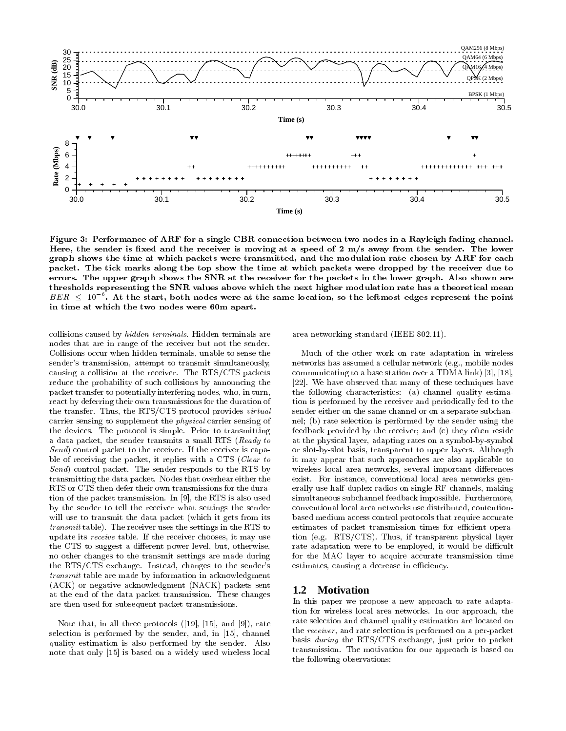Figure 3: Performance of ARF for a single CBR connection between two nodes in a Rayleigh fading channel. Here, the sender is fixed and the receiver is moving at a speed of 2 m/s away from the sender. The lower graph shows the time at which packets were transmitted, and the modulation rate chosen by ARF for each packet. The tick marks along the top show the time at which packets were dropped by the receiver due to errors. The upper graph shows the SNR at the receiver for the packets in the lower graph. Also shown are thresholds representing the SNR values above which the next higher modulation rate has a theoretical mean $BER \leq 10^{-6}$. At the start, both nodes were at the same location, so the leftmost edges represent the point in time at which the two nodes were 60m apart.

collisions caused by *hidden terminals*. Hidden terminals are nodes that are in range of the receiver but not the sender. Collisions occur when hidden terminals, unable to sense the sender's transmission, attempt to transmit simultaneously, causing a collision at the receiver. The RTS/CTS packets reduce the probability of such collisions by announcing the packet transfer to potentially interfering nodes, who, in turn, react by deferring their own transmissions for the duration of the transfer. Thus, the RTS/CTS protocol provides *virtual* carrier sensing to supplement the *physical* carrier sensing of the devices. The protocol is simple. Prior to transmitting a data packet, the sender transmits a small RTS (*Ready to Send*) control packet to the receiver. If the receiver is capable of receiving the packet, it replies with a CTS (*Clear to Send*) control packet. The sender responds to the RTS by transmitting the data packet. Nodes that overhear either the RTS or CTS then defer their own transmissions for the duration of the packet transmission. In [9], the RTS is also used by the sender to tell the receiver what settings the sender will use to transmit the data packet (which it gets from its *transmit* table). The receiver uses the settings in the RTS to update its *receive* table. If the receiver chooses, it may use the CTS to suggest a different power level, but, otherwise, no other changes to the transmit settings are made during the RTS/CTS exchange. Instead, changes to the sender's *transmit* table are made by information in acknowledgment (ACK) or negative acknowledgment (NACK) packets sent at the end of the data packet transmission. These changes are then used for subsequent packet transmissions.

Note that, in all three protocols ([19], [15], and [9]), rate selection is performed by the sender, and, in [15], channel quality estimation is also performed by the sender. Also note that only [15] is based on a widely used wireless local area networking standard (IEEE 802.11).

Much of the other work on rate adaptation in wireless networks has assumed a cellular network (e.g., mobile nodes communicating to a base station over a TDMA link) [3], [18], [22]. We have observed that many of these techniques have the following characteristics: (a) channel quality estimation is performed by the receiver and periodically fed to the sender either on the same channel or on a separate subchannel; (b) rate selection is performed by the sender using the feedback provided by the receiver; and (c) they often reside at the physical layer, adapting rates on a symbol-by-symbol or slot-by-slot basis, transparent to upper layers. Although it may appear that such approaches are also applicable to wireless local area networks, several important differences exist. For instance, conventional local area networks generally use half-duplex radios on single RF channels, making simultaneous subchannel feedback impossible. Furthermore, conventional local area networks use distributed, contention-based medium access control protocols that require accurate estimates of packet transmission times for efficient operation (e.g. RTS/CTS). Thus, if transparent physical layer rate adaptation were to be employed, it would be difficult for the MAC layer to acquire accurate transmission time estimates, causing a decrease in efficiency.

## 1.2 Motivation

In this paper we propose a new approach to rate adaptation for wireless local area networks. In our approach, the rate selection and channel quality estimation are located on the *receiver*, and rate selection is performed on a per-packet basis *during* the RTS/CTS exchange, just prior to packet transmission. The motivation for our approach is based on the following observations: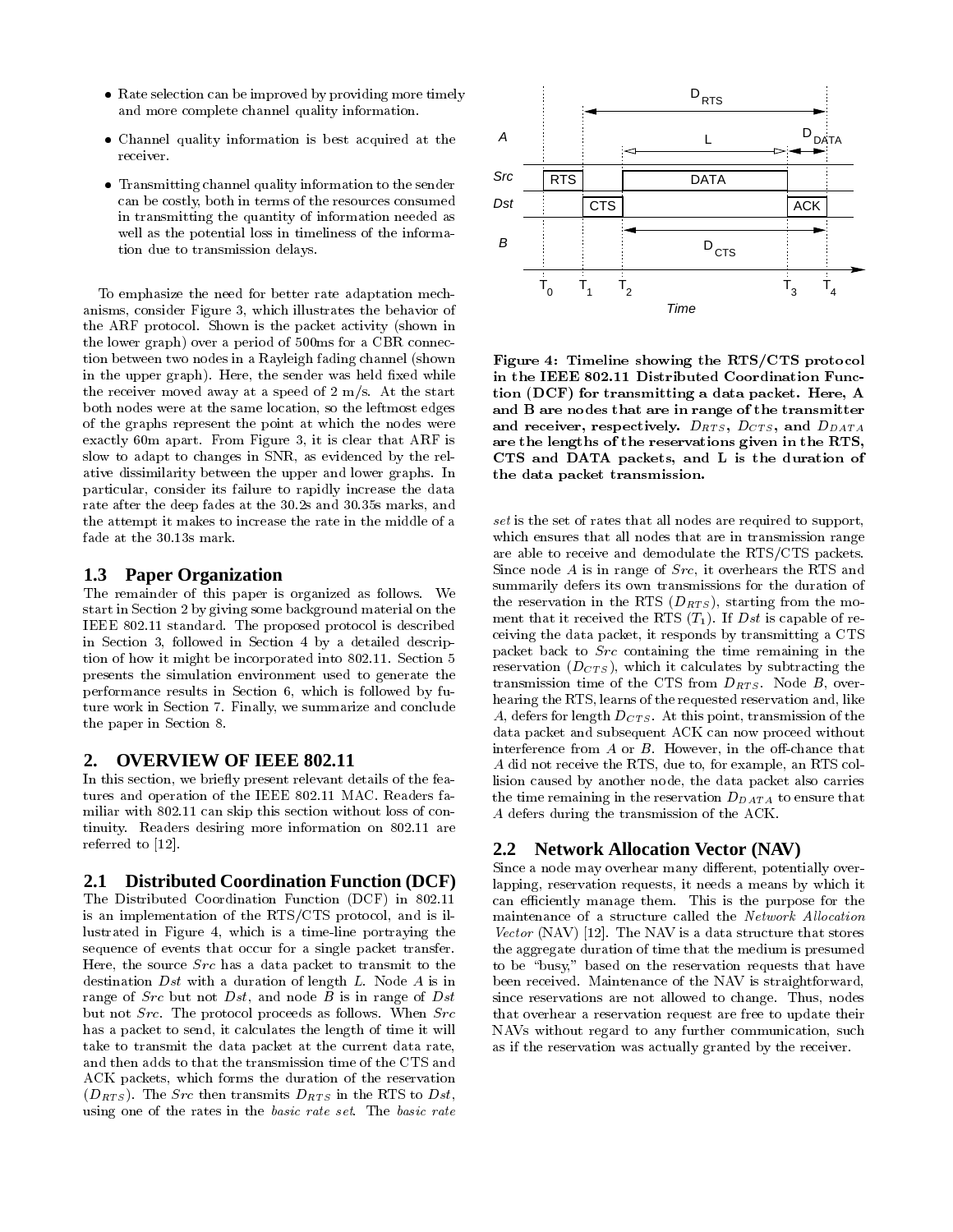- Rate selection can be improved by providing more timely and more complete channel quality information.
- Channel quality information is best acquired at the receiver.
- Transmitting channel quality information to the sender can be costly, both in terms of the resources consumed in transmitting the quantity of information needed as well as the potential loss in timeliness of the information due to transmission delays.

To emphasize the need for better rate adaptation mechanisms, consider Figure 3, which illustrates the behavior of the ARF protocol. Shown is the packet activity (shown in the lower graph) over a period of 500ms for a CBR connection between two nodes in a Rayleigh fading channel (shown in the upper graph). Here, the sender was held fixed while the receiver moved away at a speed of 2 m/s. At the start both nodes were at the same location, so the leftmost edges of the graphs represent the point at which the nodes were exactly 60m apart. From Figure 3, it is clear that ARF is slow to adapt to changes in SNR, as evidenced by the relative dissimilarity between the upper and lower graphs. In particular, consider its failure to rapidly increase the data rate after the deep fades at the 30.2s and 30.35s marks, and the attempt it makes to increase the rate in the middle of a fade at the 30.13s mark.

### 1.3 Paper Organization

The remainder of this paper is organized as follows. We start in Section 2 by giving some background material on the IEEE 802.11 standard. The proposed protocol is described in Section 3, followed in Section 4 by a detailed description of how it might be incorporated into 802.11. Section 5 presents the simulation environment used to generate the performance results in Section 6, which is followed by future work in Section 7. Finally, we summarize and conclude the paper in Section 8.

## 2. OVERVIEW OF IEEE 802.11

In this section, we briefly present relevant details of the features and operation of the IEEE 802.11 MAC. Readers familiar with 802.11 can skip this section without loss of continuity. Readers desiring more information on 802.11 are referred to [12].

### 2.1 Distributed Coordination Function (DCF)

The Distributed Coordination Function (DCF) in 802.11 is an implementation of the RTS/CTS protocol, and is illustrated in Figure 4, which is a time-line portraying the sequence of events that occur for a single packet transfer. Here, the source *Src* has a data packet to transmit to the destination *Dst* with a duration of length $L$. Node $A$ is in range of *Src* but not *Dst*, and node $B$ is in range of *Dst* but not *Src*. The protocol proceeds as follows. When *Src* has a packet to send, it calculates the length of time it will take to transmit the data packet at the current data rate, and then adds to that the transmission time of the CTS and ACK packets, which forms the duration of the reservation ($D_{RTS}$). The *Src* then transmits $D_{RTS}$ in the RTS to *Dst*, using one of the rates in the *basic rate set*. The *basic rate set* is the set of rates that all nodes are required to support, which ensures that all nodes that are in transmission range are able to receive and demodulate the RTS/CTS packets. Since node $A$ is in range of *Src*, it overhears the RTS and summarily defers its own transmissions for the duration of the reservation in the RTS ($D_{RTS}$), starting from the moment that it received the RTS ($T_1$). If *Dst* is capable of receiving the data packet, it responds by transmitting a CTS packet back to *Src* containing the time remaining in the reservation ($D_{CTS}$), which it calculates by subtracting the transmission time of the CTS from $D_{RTS}$. Node $B$, overhearing the RTS, learns of the requested reservation and, like $A$, defers for length $D_{CTS}$. At this point, transmission of the data packet and subsequent ACK can now proceed without interference from $A$ or $B$. However, in the off-chance that $A$ did not receive the RTS, due to, for example, an RTS collision caused by another node, the data packet also carries the time remaining in the reservation $D_{DATA}$ to ensure that $A$ defers during the transmission of the ACK.

**Figure 4: Timeline showing the RTS/CTS protocol in the IEEE 802.11 Distributed Coordination Function (DCF) for transmitting a data packet. Here, A and B are nodes that are in range of the transmitter and receiver, respectively. $D_{RTS}$, $D_{CTS}$, and $D_{DATA}$ are the lengths of the reservations given in the RTS, CTS and DATA packets, and L is the duration of the data packet transmission.**

### 2.2 Network Allocation Vector (NAV)

Since a node may overhear many different, potentially overlapping, reservation requests, it needs a means by which it can efficiently manage them. This is the purpose for the maintenance of a structure called the *Network Allocation Vector* (NAV) [12]. The NAV is a data structure that stores the aggregate duration of time that the medium is presumed to be "busy," based on the reservation requests that have been received. Maintenance of the NAV is straightforward, since reservations are not allowed to change. Thus, nodes that overhear a reservation request are free to update their NAVs without regard to any further communication, such as if the reservation was actually granted by the receiver.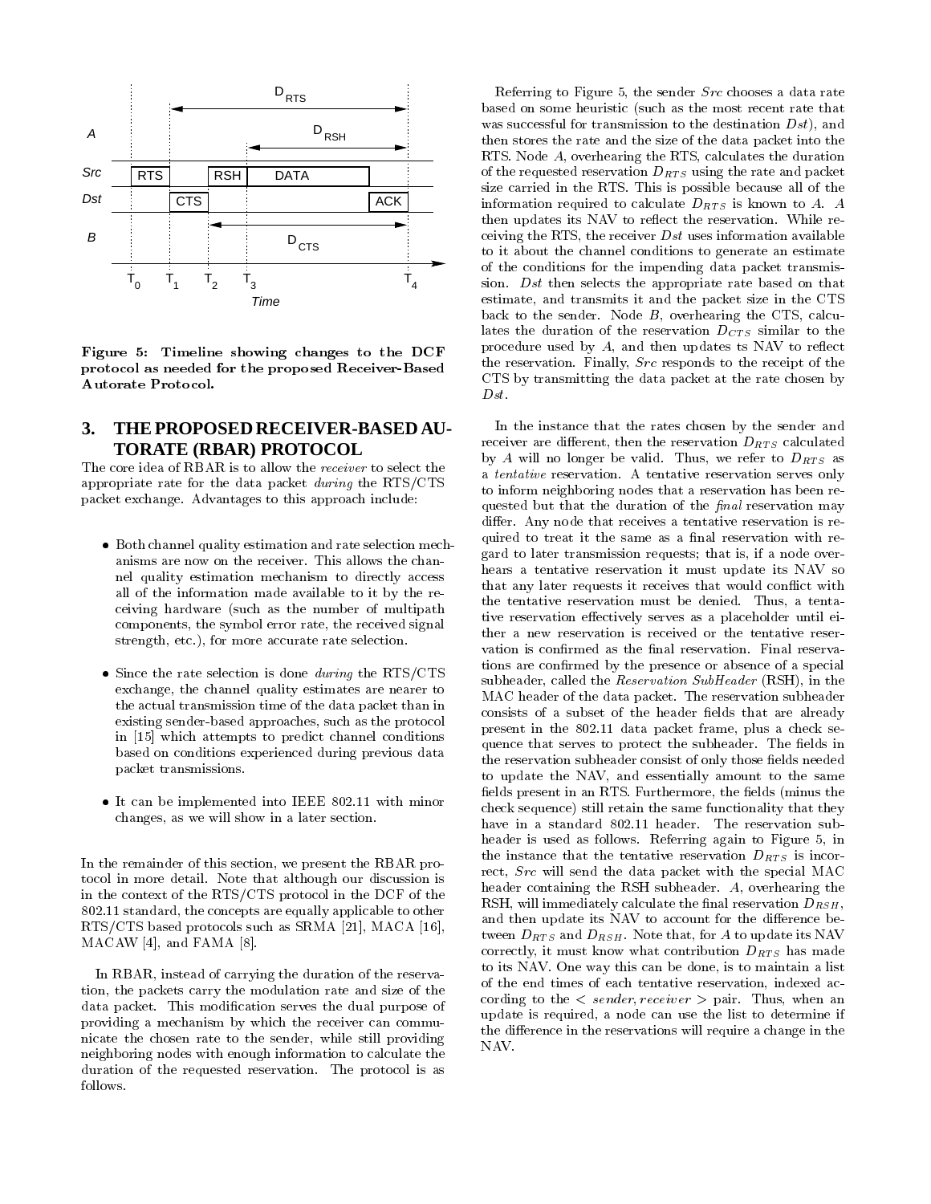D_RTS

D_RSH

A

Src

Dst

B

RTS

RSH

DATA

CTS

ACK

D_CTS

T_0 T_1 T_2 T_3 T_4

Time

**Figure 5: Timeline showing changes to the DCF protocol as needed for the proposed Receiver-Based Autorate Protocol.**

## 3. THE PROPOSED RECEIVER-BASED AUTORATE (RBAR) PROTOCOL

The core idea of RBAR is to allow the *receiver* to select the appropriate rate for the data packet *during* the RTS/CTS packet exchange. Advantages to this approach include:

- Both channel quality estimation and rate selection mechanisms are now on the receiver. This allows the channel quality estimation mechanism to directly access all of the information made available to it by the receiving hardware (such as the number of multipath components, the symbol error rate, the received signal strength, etc.), for more accurate rate selection.
- Since the rate selection is done *during* the RTS/CTS exchange, the channel quality estimates are nearer to the actual transmission time of the data packet than in existing sender-based approaches, such as the protocol in [15] which attempts to predict channel conditions based on conditions experienced during previous data packet transmissions.
- It can be implemented into IEEE 802.11 with minor changes, as we will show in a later section.

In the remainder of this section, we present the RBAR protocol in more detail. Note that although our discussion is in the context of the RTS/CTS protocol in the DCF of the 802.11 standard, the concepts are equally applicable to other RTS/CTS based protocols such as SRMA [21], MACA [16], MACAW [4], and FAMA [8].

In RBAR, instead of carrying the duration of the reservation, the packets carry the modulation rate and size of the data packet. This modification serves the dual purpose of providing a mechanism by which the receiver can communicate the chosen rate to the sender, while still providing neighboring nodes with enough information to calculate the duration of the requested reservation. The protocol is as follows.

Referring to Figure 5, the sender *Src* chooses a data rate based on some heuristic (such as the most recent rate that was successful for transmission to the destination *Dst*), and then stores the rate and the size of the data packet into the RTS. Node *A*, overhearing the RTS, calculates the duration of the requested reservation $D_{RTS}$ using the rate and packet size carried in the RTS. This is possible because all of the information required to calculate $D_{RTS}$ is known to *A*. *A* then updates its NAV to reflect the reservation. While receiving the RTS, the receiver *Dst* uses information available to it about the channel conditions to generate an estimate of the conditions for the impending data packet transmission. *Dst* then selects the appropriate rate based on that estimate, and transmits it and the packet size in the CTS back to the sender. Node *B*, overhearing the CTS, calculates the duration of the reservation $D_{CTS}$ similar to the procedure used by *A*, and then updates ts NAV to reflect the reservation. Finally, *Src* responds to the receipt of the CTS by transmitting the data packet at the rate chosen by *Dst*.

In the instance that the rates chosen by the sender and receiver are different, then the reservation $D_{RTS}$ calculated by *A* will no longer be valid. Thus, we refer to $D_{RTS}$ as a *tentative* reservation. A tentative reservation serves only to inform neighboring nodes that a reservation has been requested but that the duration of the *final* reservation may differ. Any node that receives a tentative reservation is required to treat it the same as a final reservation with regard to later transmission requests; that is, if a node overhears a tentative reservation it must update its NAV so that any later requests it receives that would conflict with the tentative reservation must be denied. Thus, a tentative reservation effectively serves as a placeholder until either a new reservation is received or the tentative reservation is confirmed as the final reservation. Final reservations are confirmed by the presence or absence of a special subheader, called the *Reservation SubHeader* (RSH), in the MAC header of the data packet. The reservation subheader consists of a subset of the header fields that are already present in the 802.11 data packet frame, plus a check sequence that serves to protect the subheader. The fields in the reservation subheader consist of only those fields needed to update the NAV, and essentially amount to the same fields present in an RTS. Furthermore, the fields (minus the check sequence) still retain the same functionality that they have in a standard 802.11 header. The reservation subheader is used as follows. Referring again to Figure 5, in the instance that the tentative reservation $D_{RTS}$ is incorrect, *Src* will send the data packet with the special MAC header containing the RSH subheader. *A*, overhearing the RSH, will immediately calculate the final reservation $D_{RSH}$, and then update its NAV to account for the difference between $D_{RTS}$ and $D_{RSH}$. Note that, for *A* to update its NAV correctly, it must know what contribution $D_{RTS}$ has made to its NAV. One way this can be done, is to maintain a list of the end times of each tentative reservation, indexed according to the $< sender, receiver >$ pair. Thus, when an update is required, a node can use the list to determine if the difference in the reservations will require a change in the NAV.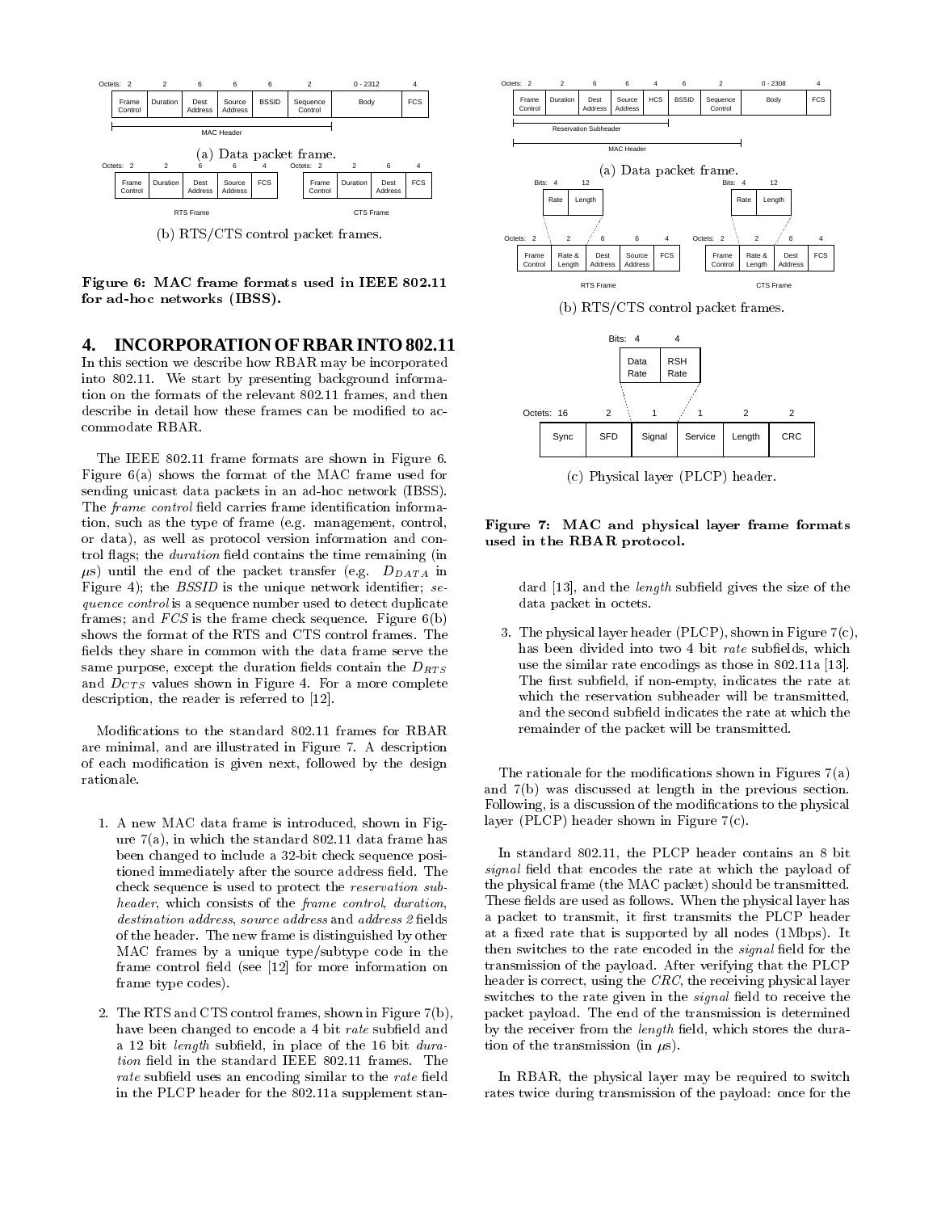| Octets: 2 | 2 | 6 | 6 | 6 | 2 | 0 - 2312 | 4 |
|---|---|---|---|---|---|---|---|
| Frame Control | Duration | Dest Address | Source Address | BSSID | Sequence Control | Body | FCS |

MAC Header

(a) Data packet frame.

| Octets: 2 | 2 | 6 | 6 | 4 |
|---|---|---|---|---|
| Frame Control | Duration | Dest Address | Source Address | FCS |

RTS Frame

| Octets: 2 | 2 | 6 | 4 |
|---|---|---|---|
| Frame Control | Duration | Dest Address | FCS |

CTS Frame

(b) RTS/CTS control packet frames.

**Figure 6: MAC frame formats used in IEEE 802.11 for ad-hoc networks (IBSS).**

## 4. INCORPORATION OF RBAR INTO 802.11

In this section we describe how RBAR may be incorporated into 802.11. We start by presenting background information on the formats of the relevant 802.11 frames, and then describe in detail how these frames can be modified to accommodate RBAR.

The IEEE 802.11 frame formats are shown in Figure 6. Figure 6(a) shows the format of the MAC frame used for sending unicast data packets in an ad-hoc network (IBSS). The *frame control* field carries frame identification information, such as the type of frame (e.g. management, control, or data), as well as protocol version information and control flags; the *duration* field contains the time remaining (in $\mu$s) until the end of the packet transfer (e.g. $D_{DATA}$ in Figure 4); the *BSSID* is the unique network identifier; *sequence control* is a sequence number used to detect duplicate frames; and *FCS* is the frame check sequence. Figure 6(b) shows the format of the RTS and CTS control frames. The fields they share in common with the data frame serve the same purpose, except the duration fields contain the $D_{RTS}$ and $D_{CTS}$ values shown in Figure 4. For a more complete description, the reader is referred to [12].

Modifications to the standard 802.11 frames for RBAR are minimal, and are illustrated in Figure 7. A description of each modification is given next, followed by the design rationale.

| Octets: 2 | 2 | 6 | 6 | 4 | 6 | 2 | 0 - 2308 | 4 |
|---|---|---|---|---|---|---|---|---|
| Frame Control | Duration | Dest Address | Source Address | HCS | BSSID | Sequence Control | Body | FCS |

Reservation Subheader

MAC Header

(a) Data packet frame.

| Octets: 2 | 2 | 6 | 6 | 4 |
|---|---|---|---|---|
| Frame Control | Rate & Length (Bits: 4 Rate, 12 Length) | Dest Address | Source Address | FCS |

RTS Frame

| Octets: 2 | 2 | 6 | 4 |
|---|---|---|---|
| Frame Control | Rate & Length (Bits: 4 Rate, 12 Length) | Dest Address | FCS |

CTS Frame

(b) RTS/CTS control packet frames.

| Octets: 16 | 2 | 1 | 1 | 2 | 2 |
|---|---|---|---|---|---|
| Sync | SFD | Signal (Bits: 4 Data Rate, 4 RSH Rate) | Service | Length | CRC |

(c) Physical layer (PLCP) header.

**Figure 7: MAC and physical layer frame formats used in the RBAR protocol.**

1. A new MAC data frame is introduced, shown in Figure 7(a), in which the standard 802.11 data frame has been changed to include a 32-bit check sequence positioned immediately after the source address field. The check sequence is used to protect the *reservation subheader*, which consists of the *frame control*, *duration*, *destination address*, *source address* and *address 2* fields of the header. The new frame is distinguished by other MAC frames by a unique type/subtype code in the frame control field (see [12] for more information on frame type codes).

2. The RTS and CTS control frames, shown in Figure 7(b), have been changed to encode a 4 bit *rate* subfield and a 12 bit *length* subfield, in place of the 16 bit *duration* field in the standard IEEE 802.11 frames. The *rate* subfield uses an encoding similar to the *rate* field in the PLCP header for the 802.11a supplement standard [13], and the *length* subfield gives the size of the data packet in octets.

3. The physical layer header (PLCP), shown in Figure 7(c), has been divided into two 4 bit *rate* subfields, which use the similar rate encodings as those in 802.11a [13]. The first subfield, if non-empty, indicates the rate at which the reservation subheader will be transmitted, and the second subfield indicates the rate at which the remainder of the packet will be transmitted.

The rationale for the modifications shown in Figures 7(a) and 7(b) was discussed at length in the previous section. Following, is a discussion of the modifications to the physical layer (PLCP) header shown in Figure 7(c).

In standard 802.11, the PLCP header contains an 8 bit *signal* field that encodes the rate at which the payload of the physical frame (the MAC packet) should be transmitted. These fields are used as follows. When the physical layer has a packet to transmit, it first transmits the PLCP header at a fixed rate that is supported by all nodes (1Mbps). It then switches to the rate encoded in the *signal* field for the transmission of the payload. After verifying that the PLCP header is correct, using the *CRC*, the receiving physical layer switches to the rate given in the *signal* field to receive the packet payload. The end of the transmission is determined by the receiver from the *length* field, which stores the duration of the transmission (in $\mu$s).

In RBAR, the physical layer may be required to switch rates twice during transmission of the payload: once for the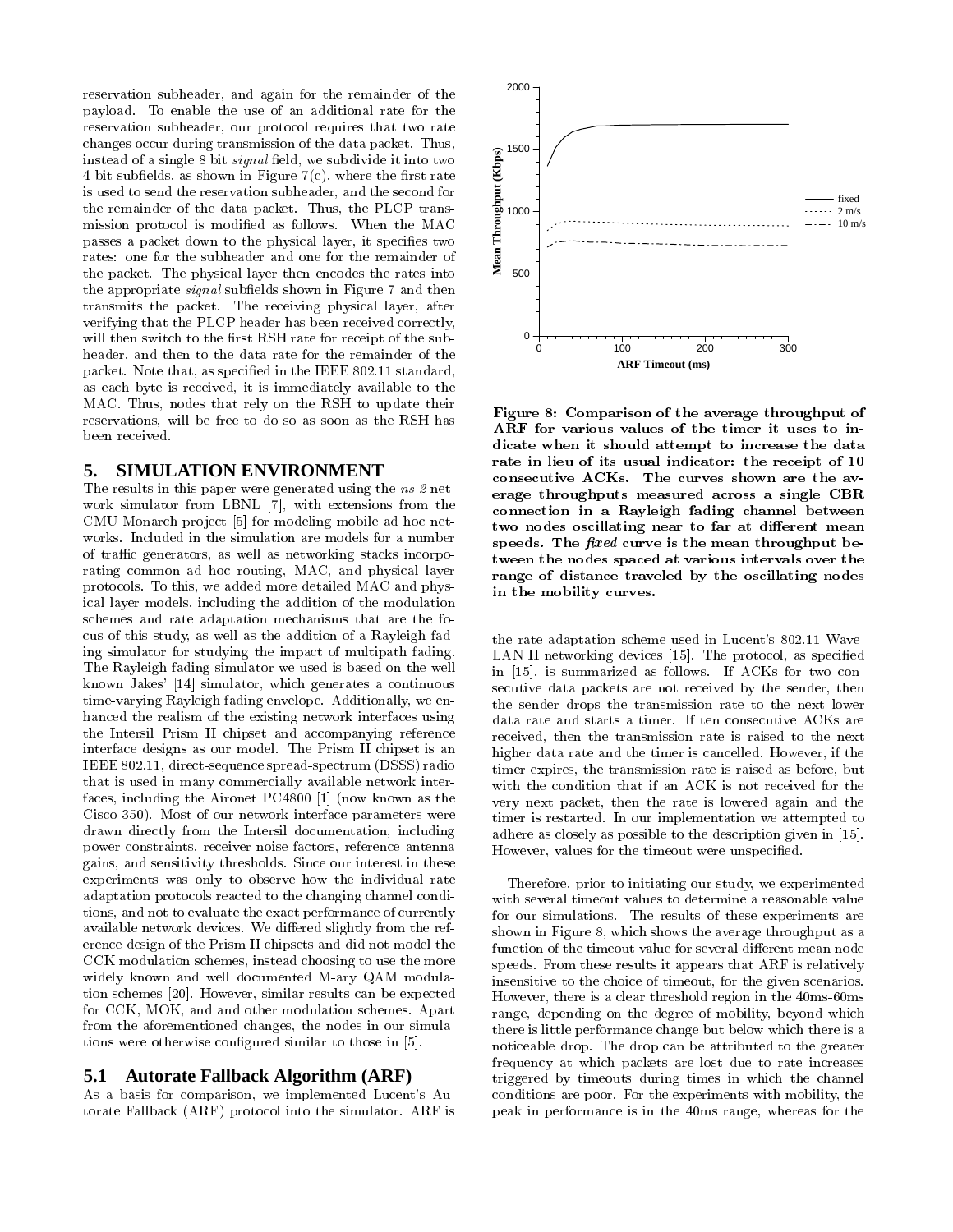reservation subheader, and again for the remainder of the payload. To enable the use of an additional rate for the reservation subheader, our protocol requires that two rate changes occur during transmission of the data packet. Thus, instead of a single 8 bit *signal* field, we subdivide it into two 4 bit subfields, as shown in Figure 7(c), where the first rate is used to send the reservation subheader, and the second for the remainder of the data packet. Thus, the PLCP transmission protocol is modified as follows. When the MAC passes a packet down to the physical layer, it specifies two rates: one for the subheader and one for the remainder of the packet. The physical layer then encodes the rates into the appropriate *signal* subfields shown in Figure 7 and then transmits the packet. The receiving physical layer, after verifying that the PLCP header has been received correctly, will then switch to the first RSH rate for receipt of the subheader, and then to the data rate for the remainder of the packet. Note that, as specified in the IEEE 802.11 standard, as each byte is received, it is immediately available to the MAC. Thus, nodes that rely on the RSH to update their reservations, will be free to do so as soon as the RSH has been received.

## 5. SIMULATION ENVIRONMENT

The results in this paper were generated using the *ns-2* network simulator from LBNL [7], with extensions from the CMU Monarch project [5] for modeling mobile ad hoc networks. Included in the simulation are models for a number of traffic generators, as well as networking stacks incorporating common ad hoc routing, MAC, and physical layer protocols. To this, we added more detailed MAC and physical layer models, including the addition of the modulation schemes and rate adaptation mechanisms that are the focus of this study, as well as the addition of a Rayleigh fading simulator for studying the impact of multipath fading. The Rayleigh fading simulator we used is based on the well known Jakes' [14] simulator, which generates a continuous time-varying Rayleigh fading envelope. Additionally, we enhanced the realism of the existing network interfaces using the Intersil Prism II chipset and accompanying reference interface designs as our model. The Prism II chipset is an IEEE 802.11, direct-sequence spread-spectrum (DSSS) radio that is used in many commercially available network interfaces, including the Aironet PC4800 [1] (now known as the Cisco 350). Most of our network interface parameters were drawn directly from the Intersil documentation, including power constraints, receiver noise factors, reference antenna gains, and sensitivity thresholds. Since our interest in these experiments was only to observe how the individual rate adaptation protocols reacted to the changing channel conditions, and not to evaluate the exact performance of currently available network devices. We differed slightly from the reference design of the Prism II chipsets and did not model the CCK modulation schemes, instead choosing to use the more widely known and well documented M-ary QAM modulation schemes [20]. However, similar results can be expected for CCK, MOK, and and other modulation schemes. Apart from the aforementioned changes, the nodes in our simulations were otherwise configured similar to those in [5].

### 5.1 Autorate Fallback Algorithm (ARF)

As a basis for comparison, we implemented Lucent's Autorate Fallback (ARF) protocol into the simulator. ARF is the rate adaptation scheme used in Lucent's 802.11 WaveLAN II networking devices [15]. The protocol, as specified in [15], is summarized as follows. If ACKs for two consecutive data packets are not received by the sender, then the sender drops the transmission rate to the next lower data rate and starts a timer. If ten consecutive ACKs are received, then the transmission rate is raised to the next higher data rate and the timer is cancelled. However, if the timer expires, the transmission rate is raised as before, but with the condition that if an ACK is not received for the very next packet, then the rate is lowered again and the timer is restarted. In our implementation we attempted to adhere as closely as possible to the description given in [15]. However, values for the timeout were unspecified.

**Figure 8: Comparison of the average throughput of ARF for various values of the timer it uses to indicate when it should attempt to increase the data rate in lieu of its usual indicator: the receipt of 10 consecutive ACKs. The curves shown are the average throughputs measured across a single CBR connection in a Rayleigh fading channel between two nodes oscillating near to far at different mean speeds. The *fixed* curve is the mean throughput between the nodes spaced at various intervals over the range of distance traveled by the oscillating nodes in the mobility curves.**

Therefore, prior to initiating our study, we experimented with several timeout values to determine a reasonable value for our simulations. The results of these experiments are shown in Figure 8, which shows the average throughput as a function of the timeout value for several different mean node speeds. From these results it appears that ARF is relatively insensitive to the choice of timeout, for the given scenarios. However, there is a clear threshold region in the 40ms-60ms range, depending on the degree of mobility, beyond which there is little performance change but below which there is a noticeable drop. The drop can be attributed to the greater frequency at which packets are lost due to rate increases triggered by timeouts during times in which the channel conditions are poor. For the experiments with mobility, the peak in performance is in the 40ms range, whereas for the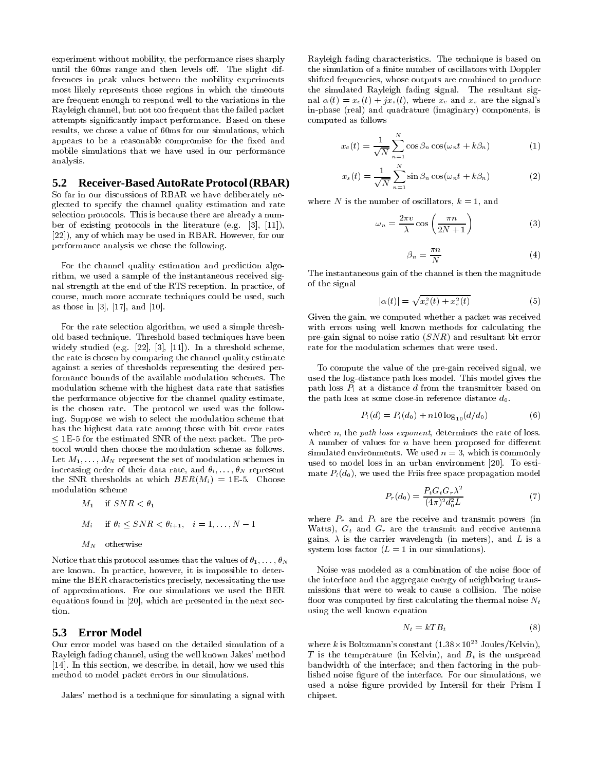experiment without mobility, the performance rises sharply until the 60ms range and then levels off. The slight differences in peak values between the mobility experiments most likely represents those regions in which the timeouts are frequent enough to respond well to the variations in the Rayleigh channel, but not too frequent that the failed packet attempts significantly impact performance. Based on these results, we chose a value of 60ms for our simulations, which appears to be a reasonable compromise for the fixed and mobile simulations that we have used in our performance analysis.

## 5.2 Receiver-Based AutoRate Protocol (RBAR)

So far in our discussions of RBAR we have deliberately neglected to specify the channel quality estimation and rate selection protocols. This is because there are already a number of existing protocols in the literature (e.g. [3], [11]), [22]), any of which may be used in RBAR. However, for our performance analysis we chose the following.

For the channel quality estimation and prediction algorithm, we used a sample of the instantaneous received signal strength at the end of the RTS reception. In practice, of course, much more accurate techniques could be used, such as those in [3], [17], and [10].

For the rate selection algorithm, we used a simple threshold based technique. Threshold based techniques have been widely studied (e.g. [22], [3], [11]). In a threshold scheme, the rate is chosen by comparing the channel quality estimate against a series of thresholds representing the desired performance bounds of the available modulation schemes. The modulation scheme with the highest data rate that satisfies the performance objective for the channel quality estimate, is the chosen rate. The protocol we used was the following. Suppose we wish to select the modulation scheme that has the highest data rate among those with bit error rates $\leq$ 1E-5 for the estimated SNR of the next packet. The protocol would then choose the modulation scheme as follows. Let $M_1, \ldots, M_N$ represent the set of modulation schemes in increasing order of their data rate, and $\theta_i, \ldots, \theta_N$ represent the SNR thresholds at which $BER(M_i) =$ 1E-5. Choose modulation scheme

$$
\begin{array}{ll}
M_1 & \text{if } SNR < \theta_1 \\
M_i & \text{if } \theta_i \leq SNR < \theta_{i+1}, \quad i = 1, \ldots, N-1 \\
M_N & \text{otherwise}
\end{array}
$$

Notice that this protocol assumes that the values of $\theta_1, \ldots, \theta_N$ are known. In practice, however, it is impossible to determine the BER characteristics precisely, necessitating the use of approximations. For our simulations we used the BER equations found in [20], which are presented in the next section.

## 5.3 Error Model

Our error model was based on the detailed simulation of a Rayleigh fading channel, using the well known Jakes' method [14]. In this section, we describe, in detail, how we used this method to model packet errors in our simulations.

Jakes' method is a technique for simulating a signal with Rayleigh fading characteristics. The technique is based on the simulation of a finite number of oscillators with Doppler shifted frequencies, whose outputs are combined to produce the simulated Rayleigh fading signal. The resultant signal $\alpha(t) = x_c(t) + jx_s(t)$, where $x_c$ and $x_s$ are the signal's in-phase (real) and quadrature (imaginary) components, is computed as follows

$$
x_c(t) = \frac{1}{\sqrt{N}} \sum_{n=1}^{N} \cos\beta_n \cos(\omega_n t + k\beta_n) \tag{1}
$$

$$
x_s(t) = \frac{1}{\sqrt{N}} \sum_{n=1}^{N} \sin\beta_n \cos(\omega_n t + k\beta_n) \tag{2}
$$

where $N$ is the number of oscillators, $k = 1$, and

$$
\omega_n = \frac{2\pi v}{\lambda} \cos\left(\frac{\pi n}{2N+1}\right) \tag{3}
$$

$$
\beta_n = \frac{\pi n}{N} \tag{4}
$$

The instantaneous gain of the channel is then the magnitude of the signal

$$
|\alpha(t)| = \sqrt{x_c^2(t) + x_s^2(t)} \tag{5}
$$

Given the gain, we computed whether a packet was received with errors using well known methods for calculating the pre-gain signal to noise ratio ($SNR$) and resultant bit error rate for the modulation schemes that were used.

To compute the value of the pre-gain received signal, we used the log-distance path loss model. This model gives the path loss $P_l$ at a distance $d$ from the transmitter based on the path loss at some close-in reference distance $d_0$.

$$
P_l(d) = P_l(d_0) + n10\log_{10}(d/d_0) \tag{6}
$$

where $n$, the *path loss exponent*, determines the rate of loss. A number of values for $n$ have been proposed for different simulated environments. We used $n = 3$, which is commonly used to model loss in an urban environment [20]. To estimate $P_l(d_0)$, we used the Friis free space propagation model

$$
P_r(d_0) = \frac{P_t G_t G_r \lambda^2}{(4\pi)^2 d_0^2 L} \tag{7}
$$

where $P_r$ and $P_t$ are the receive and transmit powers (in Watts), $G_t$ and $G_r$ are the transmit and receive antenna gains, $\lambda$ is the carrier wavelength (in meters), and $L$ is a system loss factor ($L = 1$ in our simulations).

Noise was modeled as a combination of the noise floor of the interface and the aggregate energy of neighboring transmissions that were to weak to cause a collision. The noise floor was computed by first calculating the thermal noise $N_t$ using the well known equation

$$
N_t = kTB_t \tag{8}
$$

where $k$ is Boltzmann's constant ($1.38 \times 10^{23}$ Joules/Kelvin), $T$ is the temperature (in Kelvin), and $B_t$ is the unspread bandwidth of the interface; and then factoring in the published noise figure of the interface. For our simulations, we used a noise figure provided by Intersil for their Prism I chipset.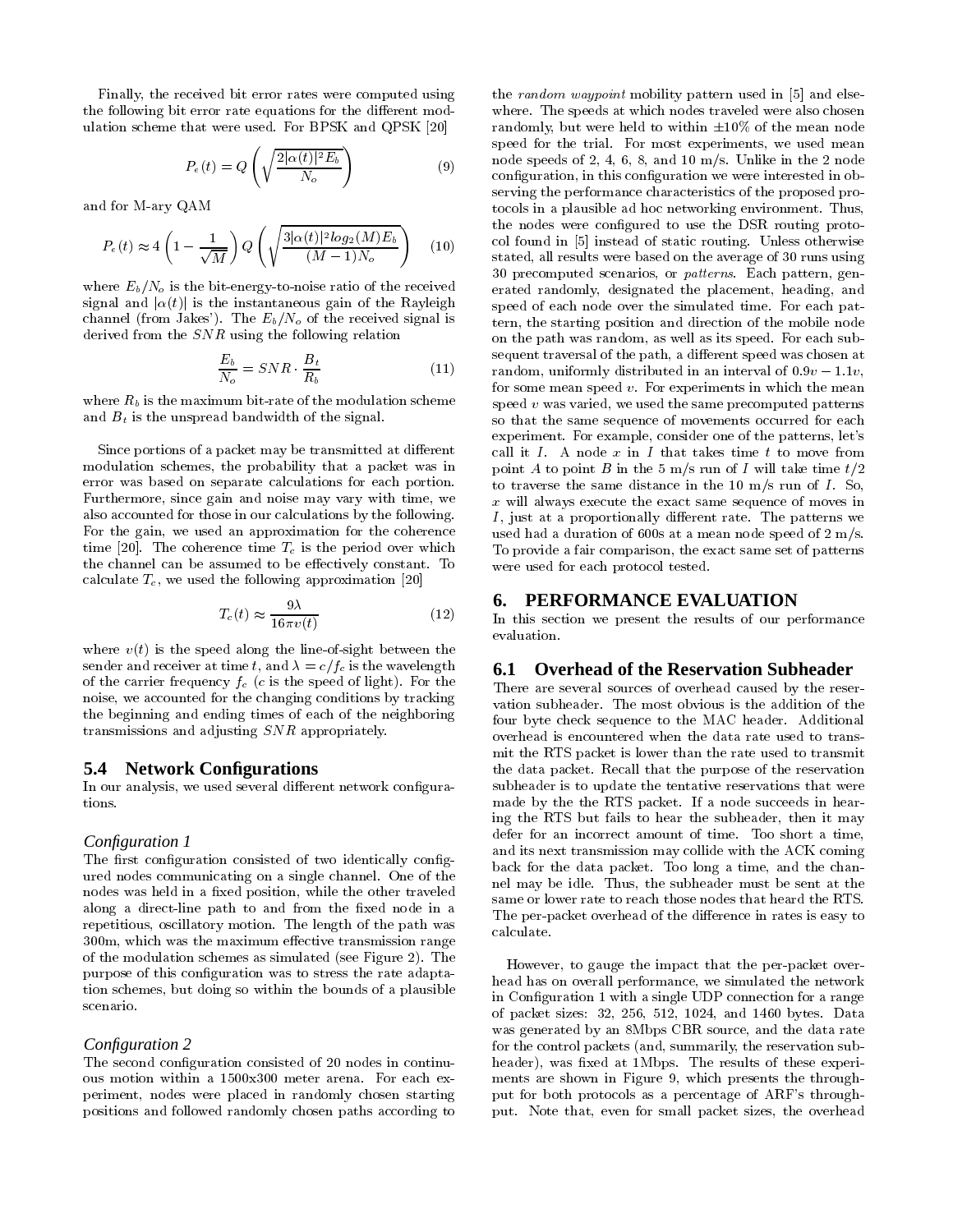Finally, the received bit error rates were computed using the following bit error rate equations for the different modulation scheme that were used. For BPSK and QPSK [20]

$$P_e(t) = Q\left(\sqrt{\frac{2|\alpha(t)|^2 E_b}{N_o}}\right) \quad (9)$$

and for M-ary QAM

$$P_e(t) \approx 4\left(1 - \frac{1}{\sqrt{M}}\right) Q\left(\sqrt{\frac{3|\alpha(t)|^2 log_2(M) E_b}{(M-1)N_o}}\right) \quad (10)$$

where $E_b/N_o$ is the bit-energy-to-noise ratio of the received signal and $|\alpha(t)|$ is the instantaneous gain of the Rayleigh channel (from Jakes'). The $E_b/N_o$ of the received signal is derived from the $SNR$ using the following relation

$$\frac{E_b}{N_o} = SNR \cdot \frac{B_t}{R_b} \quad (11)$$

where $R_b$ is the maximum bit-rate of the modulation scheme and $B_t$ is the unspread bandwidth of the signal.

Since portions of a packet may be transmitted at different modulation schemes, the probability that a packet was in error was based on separate calculations for each portion. Furthermore, since gain and noise may vary with time, we also accounted for those in our calculations by the following. For the gain, we used an approximation for the coherence time [20]. The coherence time $T_c$ is the period over which the channel can be assumed to be effectively constant. To calculate $T_c$, we used the following approximation [20]

$$T_c(t) \approx \frac{9\lambda}{16\pi v(t)} \quad (12)$$

where $v(t)$ is the speed along the line-of-sight between the sender and receiver at time $t$, and $\lambda = c/f_c$ is the wavelength of the carrier frequency $f_c$ ($c$ is the speed of light). For the noise, we accounted for the changing conditions by tracking the beginning and ending times of each of the neighboring transmissions and adjusting $SNR$ appropriately.

## 5.4 Network Configurations

In our analysis, we used several different network configurations.

### *Configuration 1*

The first configuration consisted of two identically configured nodes communicating on a single channel. One of the nodes was held in a fixed position, while the other traveled along a direct-line path to and from the fixed node in a repetitious, oscillatory motion. The length of the path was 300m, which was the maximum effective transmission range of the modulation schemes as simulated (see Figure 2). The purpose of this configuration was to stress the rate adaptation schemes, but doing so within the bounds of a plausible scenario.

### *Configuration 2*

The second configuration consisted of 20 nodes in continuous motion within a 1500x300 meter arena. For each experiment, nodes were placed in randomly chosen starting positions and followed randomly chosen paths according to the *random waypoint* mobility pattern used in [5] and elsewhere. The speeds at which nodes traveled were also chosen randomly, but were held to within ±10% of the mean node speed for the trial. For most experiments, we used mean node speeds of 2, 4, 6, 8, and 10 m/s. Unlike in the 2 node configuration, in this configuration we were interested in observing the performance characteristics of the proposed protocols in a plausible ad hoc networking environment. Thus, the nodes were configured to use the DSR routing protocol found in [5] instead of static routing. Unless otherwise stated, all results were based on the average of 30 runs using 30 precomputed scenarios, or *patterns*. Each pattern, generated randomly, designated the placement, heading, and speed of each node over the simulated time. For each pattern, the starting position and direction of the mobile node on the path was random, as well as its speed. For each subsequent traversal of the path, a different speed was chosen at random, uniformly distributed in an interval of $0.9v - 1.1v$, for some mean speed $v$. For experiments in which the mean speed $v$ was varied, we used the same precomputed patterns so that the same sequence of movements occurred for each experiment. For example, consider one of the patterns, let's call it $I$. A node $x$ in $I$ that takes time $t$ to move from point $A$ to point $B$ in the 5 m/s run of $I$ will take time $t/2$ to traverse the same distance in the 10 m/s run of $I$. So, $x$ will always execute the exact same sequence of moves in $I$, just at a proportionally different rate. The patterns we used had a duration of 600s at a mean node speed of 2 m/s. To provide a fair comparison, the exact same set of patterns were used for each protocol tested.

# 6. PERFORMANCE EVALUATION

In this section we present the results of our performance evaluation.

## 6.1 Overhead of the Reservation Subheader

There are several sources of overhead caused by the reservation subheader. The most obvious is the addition of the four byte check sequence to the MAC header. Additional overhead is encountered when the data rate used to transmit the RTS packet is lower than the rate used to transmit the data packet. Recall that the purpose of the reservation subheader is to update the tentative reservations that were made by the the RTS packet. If a node succeeds in hearing the RTS but fails to hear the subheader, then it may defer for an incorrect amount of time. Too short a time, and its next transmission may collide with the ACK coming back for the data packet. Too long a time, and the channel may be idle. Thus, the subheader must be sent at the same or lower rate to reach those nodes that heard the RTS. The per-packet overhead of the difference in rates is easy to calculate.

However, to gauge the impact that the per-packet overhead has on overall performance, we simulated the network in Configuration 1 with a single UDP connection for a range of packet sizes: 32, 256, 512, 1024, and 1460 bytes. Data was generated by an 8Mbps CBR source, and the data rate for the control packets (and, summarily, the reservation subheader), was fixed at 1Mbps. The results of these experiments are shown in Figure 9, which presents the throughput for both protocols as a percentage of ARF's throughput. Note that, even for small packet sizes, the overhead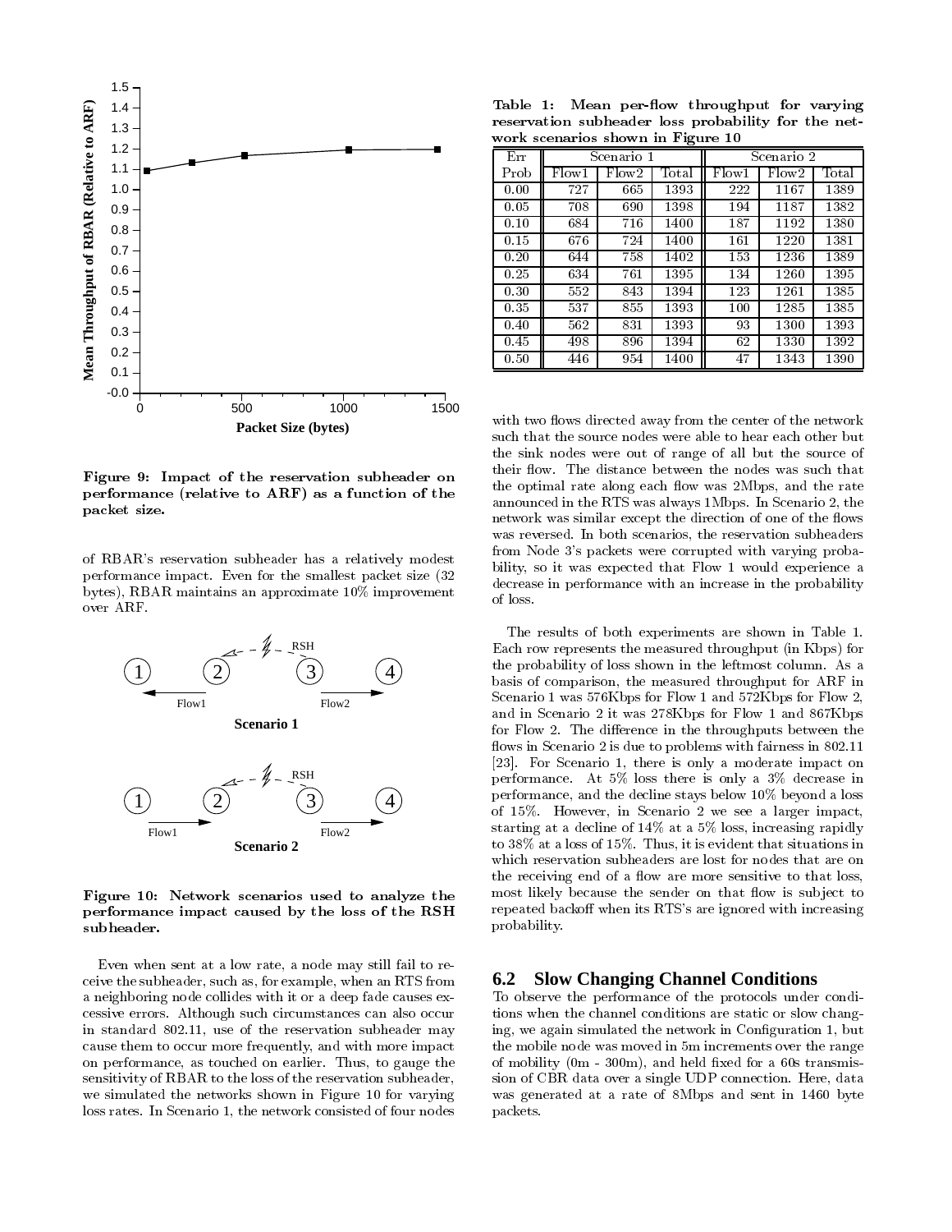Figure 9: Impact of the reservation subheader on performance (relative to ARF) as a function of the packet size.

of RBAR's reservation subheader has a relatively modest performance impact. Even for the smallest packet size (32 bytes), RBAR maintains an approximate 10% improvement over ARF.

Figure 10: Network scenarios used to analyze the performance impact caused by the loss of the RSH subheader.

Even when sent at a low rate, a node may still fail to receive the subheader, such as, for example, when an RTS from a neighboring node collides with it or a deep fade causes excessive errors. Although such circumstances can also occur in standard 802.11, use of the reservation subheader may cause them to occur more frequently, and with more impact on performance, as touched on earlier. Thus, to gauge the sensitivity of RBAR to the loss of the reservation subheader, we simulated the networks shown in Figure 10 for varying loss rates. In Scenario 1, the network consisted of four nodes

**Table 1: Mean per-flow throughput for varying reservation subheader loss probability for the network scenarios shown in Figure 10**

| Err Prob | Scenario 1 Flow1 | Scenario 1 Flow2 | Scenario 1 Total | Scenario 2 Flow1 | Scenario 2 Flow2 | Scenario 2 Total |
|---|---|---|---|---|---|---|
| 0.00 | 727 | 665 | 1393 | 222 | 1167 | 1389 |
| 0.05 | 708 | 690 | 1398 | 194 | 1187 | 1382 |
| 0.10 | 684 | 716 | 1400 | 187 | 1192 | 1380 |
| 0.15 | 676 | 724 | 1400 | 161 | 1220 | 1381 |
| 0.20 | 644 | 758 | 1402 | 153 | 1236 | 1389 |
| 0.25 | 634 | 761 | 1395 | 134 | 1260 | 1395 |
| 0.30 | 552 | 843 | 1394 | 123 | 1261 | 1385 |
| 0.35 | 537 | 855 | 1393 | 100 | 1285 | 1385 |
| 0.40 | 562 | 831 | 1393 | 93 | 1300 | 1393 |
| 0.45 | 498 | 896 | 1394 | 62 | 1330 | 1392 |
| 0.50 | 446 | 954 | 1400 | 47 | 1343 | 1390 |

with two flows directed away from the center of the network such that the source nodes were able to hear each other but the sink nodes were out of range of all but the source of their flow. The distance between the nodes was such that the optimal rate along each flow was 2Mbps, and the rate announced in the RTS was always 1Mbps. In Scenario 2, the network was similar except the direction of one of the flows was reversed. In both scenarios, the reservation subheaders from Node 3's packets were corrupted with varying probability, so it was expected that Flow 1 would experience a decrease in performance with an increase in the probability of loss.

The results of both experiments are shown in Table 1. Each row represents the measured throughput (in Kbps) for the probability of loss shown in the leftmost column. As a basis of comparison, the measured throughput for ARF in Scenario 1 was 576Kbps for Flow 1 and 572Kbps for Flow 2, and in Scenario 2 it was 278Kbps for Flow 1 and 867Kbps for Flow 2. The difference in the throughputs between the flows in Scenario 2 is due to problems with fairness in 802.11 [23]. For Scenario 1, there is only a moderate impact on performance. At 5% loss there is only a 3% decrease in performance, and the decline stays below 10% beyond a loss of 15%. However, in Scenario 2 we see a larger impact, starting at a decline of 14% at a 5% loss, increasing rapidly to 38% at a loss of 15%. Thus, it is evident that situations in which reservation subheaders are lost for nodes that are on the receiving end of a flow are more sensitive to that loss, most likely because the sender on that flow is subject to repeated backoff when its RTS's are ignored with increasing probability.

## 6.2 Slow Changing Channel Conditions

To observe the performance of the protocols under conditions when the channel conditions are static or slow changing, we again simulated the network in Configuration 1, but the mobile node was moved in 5m increments over the range of mobility (0m - 300m), and held fixed for a 60s transmission of CBR data over a single UDP connection. Here, data was generated at a rate of 8Mbps and sent in 1460 byte packets.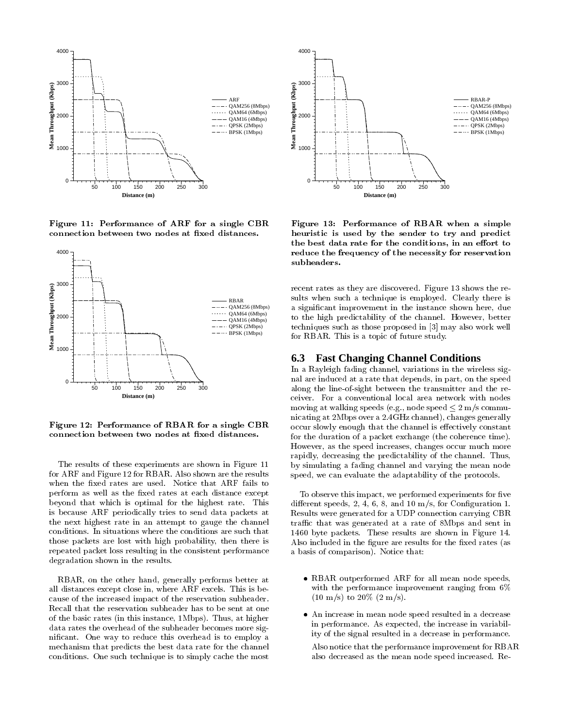Figure 11: Performance of ARF for a single CBR connection between two nodes at fixed distances.

Figure 12: Performance of RBAR for a single CBR connection between two nodes at fixed distances.

The results of these experiments are shown in Figure 11 for ARF and Figure 12 for RBAR. Also shown are the results when the fixed rates are used. Notice that ARF fails to perform as well as the fixed rates at each distance except beyond that which is optimal for the highest rate. This is because ARF periodically tries to send data packets at the next highest rate in an attempt to gauge the channel conditions. In situations where the conditions are such that those packets are lost with high probability, then there is repeated packet loss resulting in the consistent performance degradation shown in the results.

RBAR, on the other hand, generally performs better at all distances except close in, where ARF excels. This is because of the increased impact of the reservation subheader. Recall that the reservation subheader has to be sent at one of the basic rates (in this instance, 1Mbps). Thus, at higher data rates the overhead of the subheader becomes more significant. One way to reduce this overhead is to employ a mechanism that predicts the best data rate for the channel conditions. One such technique is to simply cache the most recent rates as they are discovered. Figure 13 shows the results when such a technique is employed. Clearly there is a significant improvement in the instance shown here, due to the high predictability of the channel. However, better techniques such as those proposed in [3] may also work well for RBAR. This is a topic of future study.

Figure 13: Performance of RBAR when a simple heuristic is used by the sender to try and predict the best data rate for the conditions, in an effort to reduce the frequency of the necessity for reservation subheaders.

## 6.3 Fast Changing Channel Conditions

In a Rayleigh fading channel, variations in the wireless signal are induced at a rate that depends, in part, on the speed along the line-of-sight between the transmitter and the receiver. For a conventional local area network with nodes moving at walking speeds (e.g., node speed $\leq$ 2 m/s communicating at 2Mbps over a 2.4GHz channel), changes generally occur slowly enough that the channel is effectively constant for the duration of a packet exchange (the coherence time). However, as the speed increases, changes occur much more rapidly, decreasing the predictability of the channel. Thus, by simulating a fading channel and varying the mean node speed, we can evaluate the adaptability of the protocols.

To observe this impact, we performed experiments for five different speeds, 2, 4, 6, 8, and 10 m/s, for Configuration 1. Results were generated for a UDP connection carrying CBR traffic that was generated at a rate of 8Mbps and sent in 1460 byte packets. These results are shown in Figure 14. Also included in the figure are results for the fixed rates (as a basis of comparison). Notice that:

- RBAR outperformed ARF for all mean node speeds, with the performance improvement ranging from 6% (10 m/s) to 20% (2 m/s).
- An increase in mean node speed resulted in a decrease in performance. As expected, the increase in variability of the signal resulted in a decrease in performance.

  Also notice that the performance improvement for RBAR also decreased as the mean node speed increased. Re-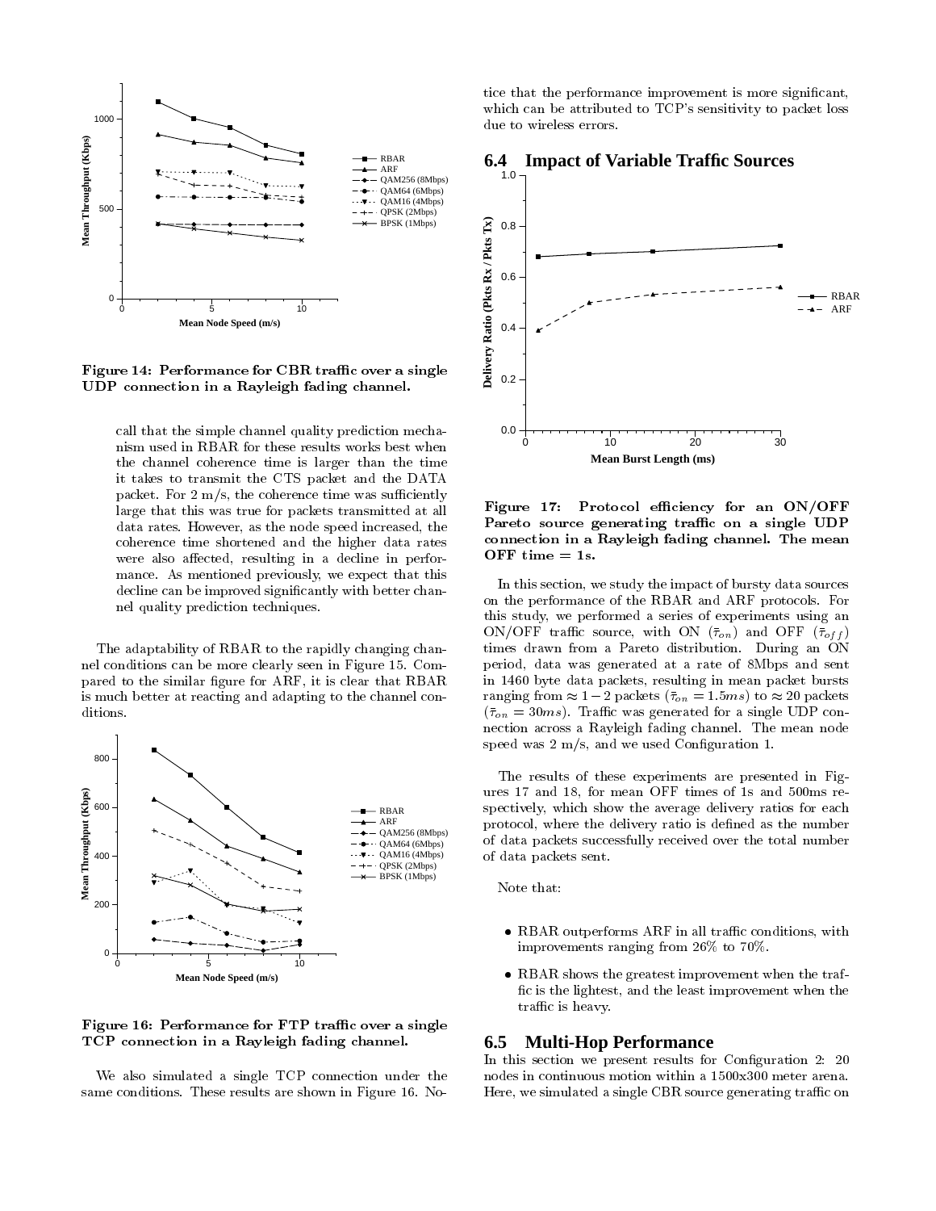Figure 14: Performance for CBR traffic over a single UDP connection in a Rayleigh fading channel.

call that the simple channel quality prediction mechanism used in RBAR for these results works best when the channel coherence time is larger than the time it takes to transmit the CTS packet and the DATA packet. For 2 m/s, the coherence time was sufficiently large that this was true for packets transmitted at all data rates. However, as the node speed increased, the coherence time shortened and the higher data rates were also affected, resulting in a decline in performance. As mentioned previously, we expect that this decline can be improved significantly with better channel quality prediction techniques.

The adaptability of RBAR to the rapidly changing channel conditions can be more clearly seen in Figure 15. Compared to the similar figure for ARF, it is clear that RBAR is much better at reacting and adapting to the channel conditions.

Figure 16: Performance for FTP traffic over a single TCP connection in a Rayleigh fading channel.

We also simulated a single TCP connection under the same conditions. These results are shown in Figure 16. Notice that the performance improvement is more significant, which can be attributed to TCP's sensitivity to packet loss due to wireless errors.

## 6.4 Impact of Variable Traffic Sources

Figure 17: Protocol efficiency for an ON/OFF Pareto source generating traffic on a single UDP connection in a Rayleigh fading channel. The mean OFF time = 1s.

In this section, we study the impact of bursty data sources on the performance of the RBAR and ARF protocols. For this study, we performed a series of experiments using an ON/OFF traffic source, with ON ($\bar{\tau}_{on}$) and OFF ($\bar{\tau}_{off}$) times drawn from a Pareto distribution. During an ON period, data was generated at a rate of 8Mbps and sent in 1460 byte data packets, resulting in mean packet bursts ranging from $\approx 1-2$ packets ($\bar{\tau}_{on} = 1.5ms$) to $\approx 20$ packets ($\bar{\tau}_{on} = 30ms$). Traffic was generated for a single UDP connection across a Rayleigh fading channel. The mean node speed was 2 m/s, and we used Configuration 1.

The results of these experiments are presented in Figures 17 and 18, for mean OFF times of 1s and 500ms respectively, which show the average delivery ratios for each protocol, where the delivery ratio is defined as the number of data packets successfully received over the total number of data packets sent.

Note that:

- RBAR outperforms ARF in all traffic conditions, with improvements ranging from 26% to 70%.
- RBAR shows the greatest improvement when the traffic is the lightest, and the least improvement when the traffic is heavy.

## 6.5 Multi-Hop Performance

In this section we present results for Configuration 2: 20 nodes in continuous motion within a 1500x300 meter arena. Here, we simulated a single CBR source generating traffic on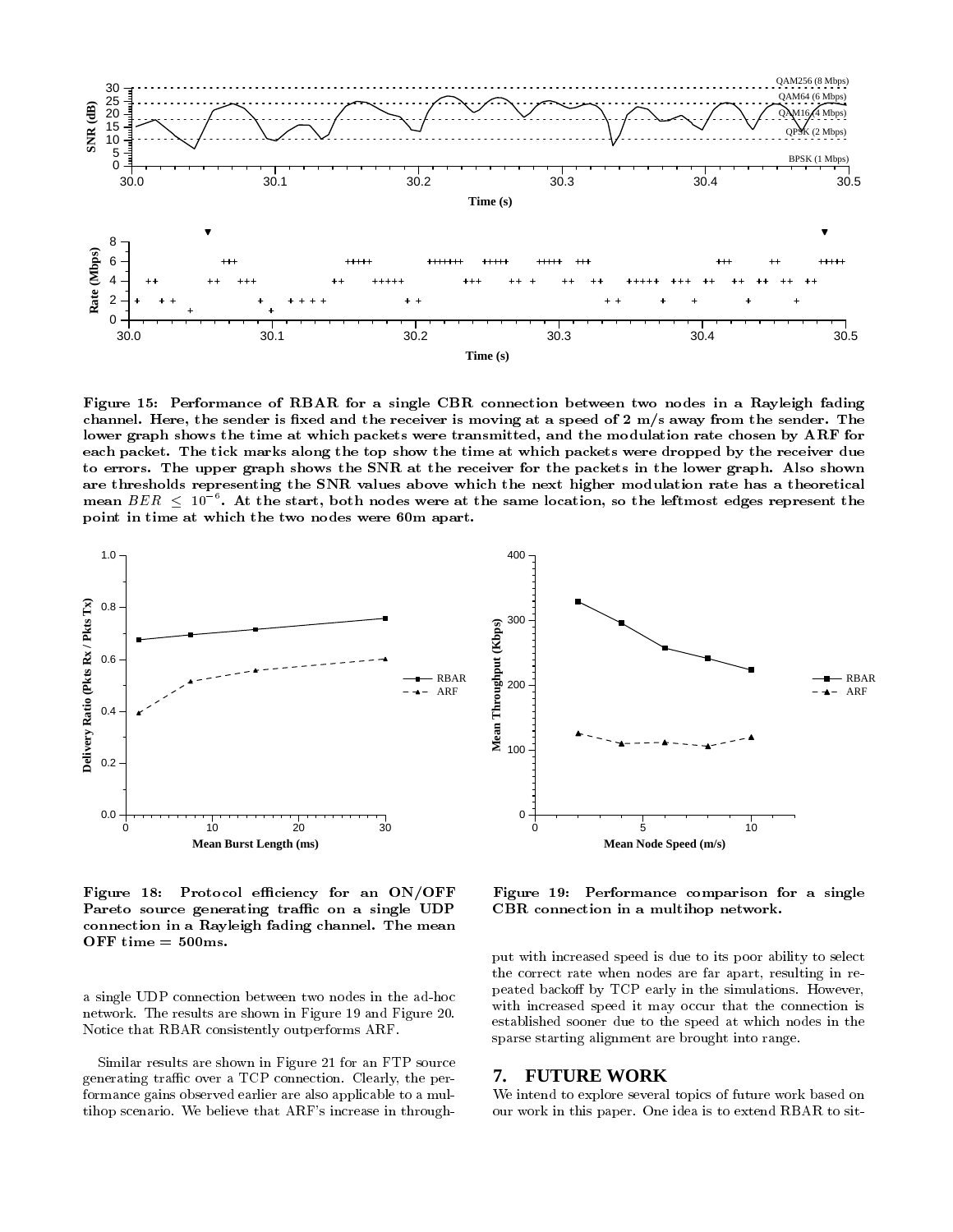Figure 15: Performance of RBAR for a single CBR connection between two nodes in a Rayleigh fading channel. Here, the sender is fixed and the receiver is moving at a speed of 2 m/s away from the sender. The lower graph shows the time at which packets were transmitted, and the modulation rate chosen by ARF for each packet. The tick marks along the top show the time at which packets were dropped by the receiver due to errors. The upper graph shows the SNR at the receiver for the packets in the lower graph. Also shown are thresholds representing the SNR values above which the next higher modulation rate has a theoretical mean $BER \leq 10^{-6}$. At the start, both nodes were at the same location, so the leftmost edges represent the point in time at which the two nodes were 60m apart.

Figure 18: Protocol efficiency for an ON/OFF Pareto source generating traffic on a single UDP connection in a Rayleigh fading channel. The mean OFF time = 500ms.

Figure 19: Performance comparison for a single CBR connection in a multihop network.

a single UDP connection between two nodes in the ad-hoc network. The results are shown in Figure 19 and Figure 20. Notice that RBAR consistently outperforms ARF.

Similar results are shown in Figure 21 for an FTP source generating traffic over a TCP connection. Clearly, the performance gains observed earlier are also applicable to a multihop scenario. We believe that ARF's increase in throughput with increased speed is due to its poor ability to select the correct rate when nodes are far apart, resulting in repeated backoff by TCP early in the simulations. However, with increased speed it may occur that the connection is established sooner due to the speed at which nodes in the sparse starting alignment are brought into range.

## 7. FUTURE WORK

We intend to explore several topics of future work based on our work in this paper. One idea is to extend RBAR to sit-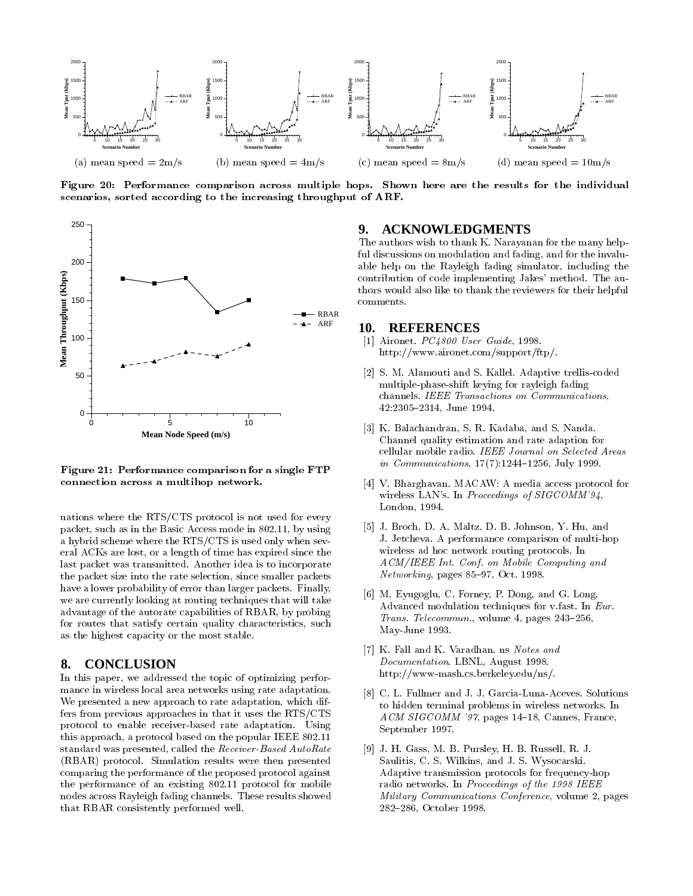(a) mean speed = 2m/s (b) mean speed = 4m/s (c) mean speed = 8m/s (d) mean speed = 10m/s

**Figure 20: Performance comparison across multiple hops. Shown here are the results for the individual scenarios, sorted according to the increasing throughput of ARF.**

**Figure 21: Performance comparison for a single FTP connection across a multihop network.**

uations where the RTS/CTS protocol is not used for every packet, such as in the Basic Access mode in 802.11, by using a hybrid scheme where the RTS/CTS is used only when several ACKs are lost, or a length of time has expired since the last packet was transmitted. Another idea is to incorporate the packet size into the rate selection, since smaller packets have a lower probability of error than larger packets. Finally, we are currently looking at routing techniques that will take advantage of the autorate capabilities of RBAR, by probing for routes that satisfy certain quality characteristics, such as the highest capacity or the most stable.

## 8. CONCLUSION

In this paper, we addressed the topic of optimizing performance in wireless local area networks using rate adaptation. We presented a new approach to rate adaptation, which differs from previous approaches in that it uses the RTS/CTS protocol to enable receiver-based rate adaptation. Using this approach, a protocol based on the popular IEEE 802.11 standard was presented, called the *Receiver-Based AutoRate* (RBAR) protocol. Simulation results were then presented comparing the performance of the proposed protocol against the performance of an existing 802.11 protocol for mobile nodes across Rayleigh fading channels. These results showed that RBAR consistently performed well.

## 9. ACKNOWLEDGMENTS

The authors wish to thank K. Narayanan for the many helpful discussions on modulation and fading, and for the invaluable help on the Rayleigh fading simulator, including the contribution of code implementing Jakes' method. The authors would also like to thank the reviewers for their helpful comments.

## 10. REFERENCES

[1] Aironet. *PC4800 User Guide*, 1998. http://www.aironet.com/support/ftp/.

[2] S. M. Alamouti and S. Kallel. Adaptive trellis-coded multiple-phase-shift keying for rayleigh fading channels. *IEEE Transactions on Communications*, 42:2305–2314, June 1994.

[3] K. Balachandran, S. R. Kadaba, and S. Nanda. Channel quality estimation and rate adaption for cellular mobile radio. *IEEE Journal on Selected Areas in Communications*, 17(7):1244–1256, July 1999.

[4] V. Bharghavan. MACAW: A media access protocol for wireless LAN's. In *Proceedings of SIGCOMM'94*, London, 1994.

[5] J. Broch, D. A. Maltz, D. B. Johnson, Y. Hu, and J. Jetcheva. A performance comparison of multi-hop wireless ad hoc network routing protocols. In *ACM/IEEE Int. Conf. on Mobile Computing and Networking*, pages 85–97, Oct. 1998.

[6] M. Eyugoglu, C. Forney, P. Dong, and G. Long. Advanced modulation techniques for v.fast. In *Eur. Trans. Telecommun.*, volume 4, pages 243–256, May-June 1993.

[7] K. Fall and K. Varadhan. ns *Notes and Documentation*. LBNL, August 1998. http://www-mash.cs.berkeley.edu/ns/.

[8] C. L. Fullmer and J. J. Garcia-Luna-Aceves. Solutions to hidden terminal problems in wireless networks. In *ACM SIGCOMM '97*, pages 14–18, Cannes, France, September 1997.

[9] J. H. Gass, M. B. Pursley, H. B. Russell, R. J. Saulitis, C. S. Wilkins, and J. S. Wysocarski. Adaptive transmission protocols for frequency-hop radio networks. In *Proceedings of the 1998 IEEE Military Communications Conference*, volume 2, pages 282–286, October 1998.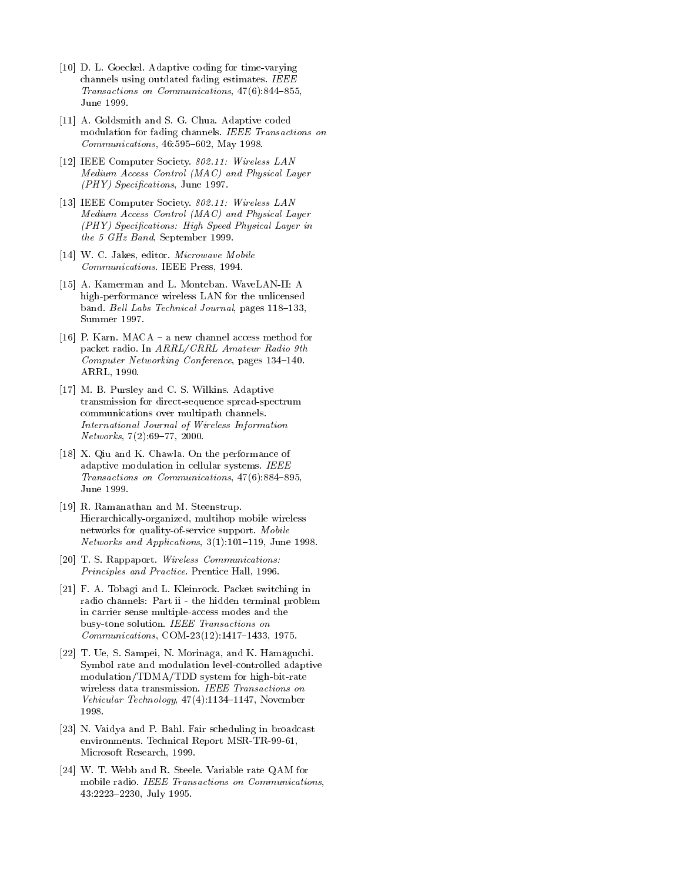[10] D. L. Goeckel. Adaptive coding for time-varying channels using outdated fading estimates. *IEEE Transactions on Communications*, 47(6):844–855, June 1999.

[11] A. Goldsmith and S. G. Chua. Adaptive coded modulation for fading channels. *IEEE Transactions on Communications*, 46:595–602, May 1998.

[12] IEEE Computer Society. *802.11: Wireless LAN Medium Access Control (MAC) and Physical Layer (PHY) Specifications*, June 1997.

[13] IEEE Computer Society. *802.11: Wireless LAN Medium Access Control (MAC) and Physical Layer (PHY) Specifications: High Speed Physical Layer in the 5 GHz Band*, September 1999.

[14] W. C. Jakes, editor. *Microwave Mobile Communications*. IEEE Press, 1994.

[15] A. Kamerman and L. Monteban. WaveLAN-II: A high-performance wireless LAN for the unlicensed band. *Bell Labs Technical Journal*, pages 118–133, Summer 1997.

[16] P. Karn. MACA – a new channel access method for packet radio. In *ARRL/CRRL Amateur Radio 9th Computer Networking Conference*, pages 134–140. ARRL, 1990.

[17] M. B. Pursley and C. S. Wilkins. Adaptive transmission for direct-sequence spread-spectrum communications over multipath channels. *International Journal of Wireless Information Networks*, 7(2):69–77, 2000.

[18] X. Qiu and K. Chawla. On the performance of adaptive modulation in cellular systems. *IEEE Transactions on Communications*, 47(6):884–895, June 1999.

[19] R. Ramanathan and M. Steenstrup. Hierarchically-organized, multihop mobile wireless networks for quality-of-service support. *Mobile Networks and Applications*, 3(1):101–119, June 1998.

[20] T. S. Rappaport. *Wireless Communications: Principles and Practice*. Prentice Hall, 1996.

[21] F. A. Tobagi and L. Kleinrock. Packet switching in radio channels: Part ii - the hidden terminal problem in carrier sense multiple-access modes and the busy-tone solution. *IEEE Transactions on Communications*, COM-23(12):1417–1433, 1975.

[22] T. Ue, S. Sampei, N. Morinaga, and K. Hamaguchi. Symbol rate and modulation level-controlled adaptive modulation/TDMA/TDD system for high-bit-rate wireless data transmission. *IEEE Transactions on Vehicular Technology*, 47(4):1134–1147, November 1998.

[23] N. Vaidya and P. Bahl. Fair scheduling in broadcast environments. Technical Report MSR-TR-99-61, Microsoft Research, 1999.

[24] W. T. Webb and R. Steele. Variable rate QAM for mobile radio. *IEEE Transactions on Communications*, 43:2223–2230, July 1995.